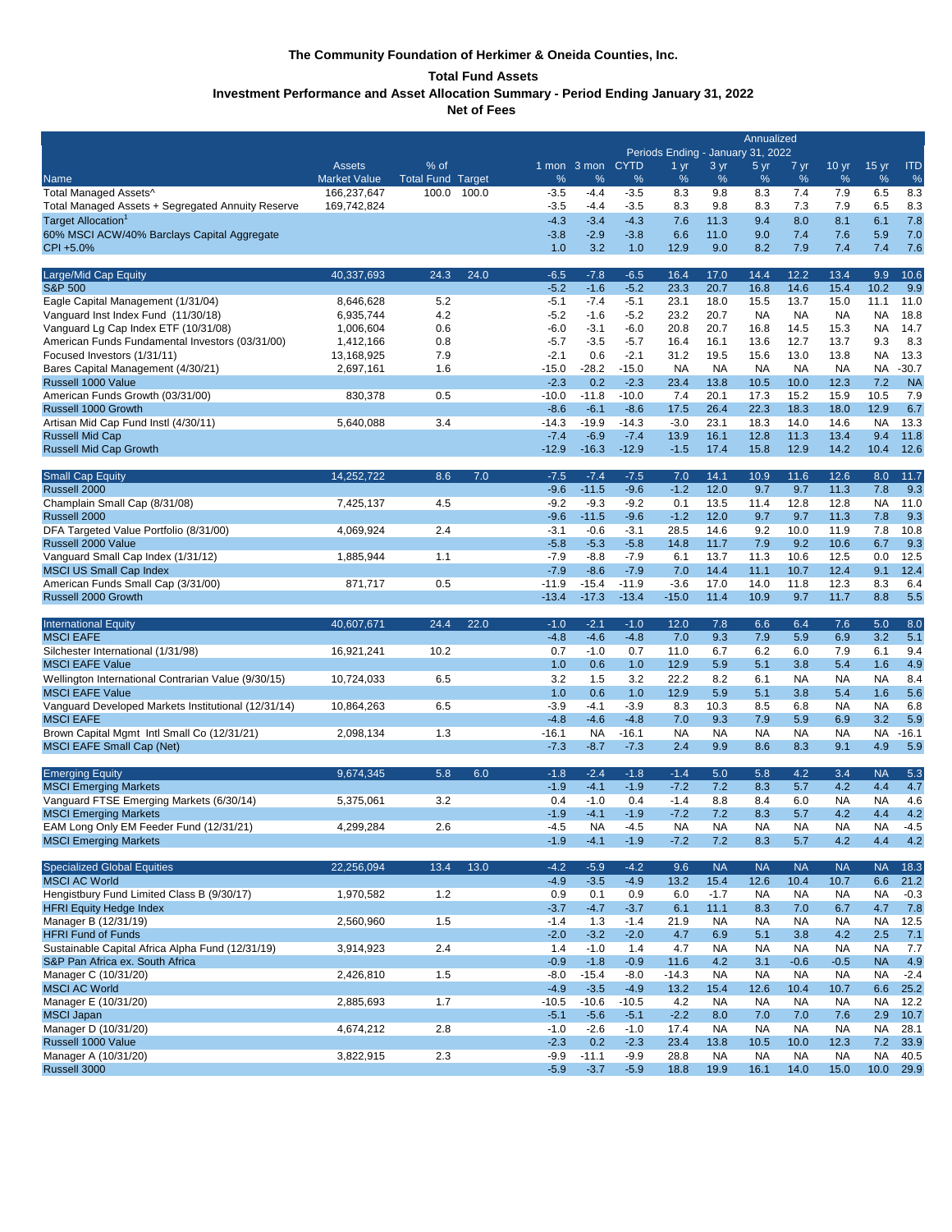**The Community Foundation of Herkimer & Oneida Counties, Inc.**

**Total Fund Assets**

**Investment Performance and Asset Allocation Summary - Period Ending January 31, 2022**

**Net of Fees**

| Name | Assets Market Value | % of Total Fund | Target | 1 mon % | 3 mon % | CYTD % | 1 yr % | 3 yr % | 5 yr % | 7 yr % | 10 yr % | 15 yr % | ITD % |
|---|---|---|---|---|---|---|---|---|---|---|---|---|---|
| | | | | | | | Annualized Periods Ending - January 31, 2022 | | | | | | |
| Total Managed Assets^ | 166,237,647 | 100.0 | 100.0 | -3.5 | -4.4 | -3.5 | 8.3 | 9.8 | 8.3 | 7.4 | 7.9 | 6.5 | 8.3 |
| Total Managed Assets + Segregated Annuity Reserve | 169,742,824 | | | -3.5 | -4.4 | -3.5 | 8.3 | 9.8 | 8.3 | 7.3 | 7.9 | 6.5 | 8.3 |
| Target Allocation[1] | | | | -4.3 | -3.4 | -4.3 | 7.6 | 11.3 | 9.4 | 8.0 | 8.1 | 6.1 | 7.8 |
| 60% MSCI ACW/40% Barclays Capital Aggregate | | | | -3.8 | -2.9 | -3.8 | 6.6 | 11.0 | 9.0 | 7.4 | 7.6 | 5.9 | 7.0 |
| CPI +5.0% | | | | 1.0 | 3.2 | 1.0 | 12.9 | 9.0 | 8.2 | 7.9 | 7.4 | 7.4 | 7.6 |
| Large/Mid Cap Equity | 40,337,693 | 24.3 | 24.0 | -6.5 | -7.8 | -6.5 | 16.4 | 17.0 | 14.4 | 12.2 | 13.4 | 9.9 | 10.6 |
| S&P 500 | | | | -5.2 | -1.6 | -5.2 | 23.3 | 20.7 | 16.8 | 14.6 | 15.4 | 10.2 | 9.9 |
| Eagle Capital Management (1/31/04) | 8,646,628 | 5.2 | | -5.1 | -7.4 | -5.1 | 23.1 | 18.0 | 15.5 | 13.7 | 15.0 | 11.1 | 11.0 |
| Vanguard Inst Index Fund (11/30/18) | 6,935,744 | 4.2 | | -5.2 | -1.6 | -5.2 | 23.2 | 20.7 | NA | NA | NA | NA | 18.8 |
| Vanguard Lg Cap Index ETF (10/31/08) | 1,006,604 | 0.6 | | -6.0 | -3.1 | -6.0 | 20.8 | 20.7 | 16.8 | 14.5 | 15.3 | NA | 14.7 |
| American Funds Fundamental Investors (03/31/00) | 1,412,166 | 0.8 | | -5.7 | -3.5 | -5.7 | 16.4 | 16.1 | 13.6 | 12.7 | 13.7 | 9.3 | 8.3 |
| Focused Investors (1/31/11) | 13,168,925 | 7.9 | | -2.1 | 0.6 | -2.1 | 31.2 | 19.5 | 15.6 | 13.0 | 13.8 | NA | 13.3 |
| Bares Capital Management (4/30/21) | 2,697,161 | 1.6 | | -15.0 | -28.2 | -15.0 | NA | NA | NA | NA | NA | NA | -30.7 |
| Russell 1000 Value | | | | -2.3 | 0.2 | -2.3 | 23.4 | 13.8 | 10.5 | 10.0 | 12.3 | 7.2 | NA |
| American Funds Growth (03/31/00) | 830,378 | 0.5 | | -10.0 | -11.8 | -10.0 | 7.4 | 20.1 | 17.3 | 15.2 | 15.9 | 10.5 | 7.9 |
| Russell 1000 Growth | | | | -8.6 | -6.1 | -8.6 | 17.5 | 26.4 | 22.3 | 18.3 | 18.0 | 12.9 | 6.7 |
| Artisan Mid Cap Fund Instl (4/30/11) | 5,640,088 | 3.4 | | -14.3 | -19.9 | -14.3 | -3.0 | 23.1 | 18.3 | 14.0 | 14.6 | NA | 13.3 |
| Russell Mid Cap | | | | -7.4 | -6.9 | -7.4 | 13.9 | 16.1 | 12.8 | 11.3 | 13.4 | 9.4 | 11.8 |
| Russell Mid Cap Growth | | | | -12.9 | -16.3 | -12.9 | -1.5 | 17.4 | 15.8 | 12.9 | 14.2 | 10.4 | 12.6 |
| Small Cap Equity | 14,252,722 | 8.6 | 7.0 | -7.5 | -7.4 | -7.5 | 7.0 | 14.1 | 10.9 | 11.6 | 12.6 | 8.0 | 11.7 |
| Russell 2000 | | | | -9.6 | -11.5 | -9.6 | -1.2 | 12.0 | 9.7 | 9.7 | 11.3 | 7.8 | 9.3 |
| Champlain Small Cap (8/31/08) | 7,425,137 | 4.5 | | -9.2 | -9.3 | -9.2 | 0.1 | 13.5 | 11.4 | 12.8 | 12.8 | NA | 11.0 |
| Russell 2000 | | | | -9.6 | -11.5 | -9.6 | -1.2 | 12.0 | 9.7 | 9.7 | 11.3 | 7.8 | 9.3 |
| DFA Targeted Value Portfolio (8/31/00) | 4,069,924 | 2.4 | | -3.1 | -0.6 | -3.1 | 28.5 | 14.6 | 9.2 | 10.0 | 11.9 | 7.8 | 10.8 |
| Russell 2000 Value | | | | -5.8 | -5.3 | -5.8 | 14.8 | 11.7 | 7.9 | 9.2 | 10.6 | 6.7 | 9.3 |
| Vanguard Small Cap Index (1/31/12) | 1,885,944 | 1.1 | | -7.9 | -8.8 | -7.9 | 6.1 | 13.7 | 11.3 | 10.6 | 12.5 | 0.0 | 12.5 |
| MSCI US Small Cap Index | | | | -7.9 | -8.6 | -7.9 | 7.0 | 14.4 | 11.1 | 10.7 | 12.4 | 9.1 | 12.4 |
| American Funds Small Cap (3/31/00) | 871,717 | 0.5 | | -11.9 | -15.4 | -11.9 | -3.6 | 17.0 | 14.0 | 11.8 | 12.3 | 8.3 | 6.4 |
| Russell 2000 Growth | | | | -13.4 | -17.3 | -13.4 | -15.0 | 11.4 | 10.9 | 9.7 | 11.7 | 8.8 | 5.5 |
| International Equity | 40,607,671 | 24.4 | 22.0 | -1.0 | -2.1 | -1.0 | 12.0 | 7.8 | 6.6 | 6.4 | 7.6 | 5.0 | 8.0 |
| MSCI EAFE | | | | -4.8 | -4.6 | -4.8 | 7.0 | 9.3 | 7.9 | 5.9 | 6.9 | 3.2 | 5.1 |
| Silchester International (1/31/98) | 16,921,241 | 10.2 | | 0.7 | -1.0 | 0.7 | 11.0 | 6.7 | 6.2 | 6.0 | 7.9 | 6.1 | 9.4 |
| MSCI EAFE Value | | | | 1.0 | 0.6 | 1.0 | 12.9 | 5.9 | 5.1 | 3.8 | 5.4 | 1.6 | 4.9 |
| Wellington International Contrarian Value (9/30/15) | 10,724,033 | 6.5 | | 3.2 | 1.5 | 3.2 | 22.2 | 8.2 | 6.1 | NA | NA | NA | 8.4 |
| MSCI EAFE Value | | | | 1.0 | 0.6 | 1.0 | 12.9 | 5.9 | 5.1 | 3.8 | 5.4 | 1.6 | 5.6 |
| Vanguard Developed Markets Institutional (12/31/14) | 10,864,263 | 6.5 | | -3.9 | -4.1 | -3.9 | 8.3 | 10.3 | 8.5 | 6.8 | NA | NA | 6.8 |
| MSCI EAFE | | | | -4.8 | -4.6 | -4.8 | 7.0 | 9.3 | 7.9 | 5.9 | 6.9 | 3.2 | 5.9 |
| Brown Capital Mgmt Intl Small Co (12/31/21) | 2,098,134 | 1.3 | | -16.1 | NA | -16.1 | NA | NA | NA | NA | NA | NA | -16.1 |
| MSCI EAFE Small Cap (Net) | | | | -7.3 | -8.7 | -7.3 | 2.4 | 9.9 | 8.6 | 8.3 | 9.1 | 4.9 | 5.9 |
| Emerging Equity | 9,674,345 | 5.8 | 6.0 | -1.8 | -2.4 | -1.8 | -1.4 | 5.0 | 5.8 | 4.2 | 3.4 | NA | 5.3 |
| MSCI Emerging Markets | | | | -1.9 | -4.1 | -1.9 | -7.2 | 7.2 | 8.3 | 5.7 | 4.2 | 4.4 | 4.7 |
| Vanguard FTSE Emerging Markets (6/30/14) | 5,375,061 | 3.2 | | 0.4 | -1.0 | 0.4 | -1.4 | 8.8 | 8.4 | 6.0 | NA | NA | 4.6 |
| MSCI Emerging Markets | | | | -1.9 | -4.1 | -1.9 | -7.2 | 7.2 | 8.3 | 5.7 | 4.2 | 4.4 | 4.2 |
| EAM Long Only EM Feeder Fund (12/31/21) | 4,299,284 | 2.6 | | -4.5 | NA | -4.5 | NA | NA | NA | NA | NA | NA | -4.5 |
| MSCI Emerging Markets | | | | -1.9 | -4.1 | -1.9 | -7.2 | 7.2 | 8.3 | 5.7 | 4.2 | 4.4 | 4.2 |
| Specialized Global Equities | 22,256,094 | 13.4 | 13.0 | -4.2 | -5.9 | -4.2 | 9.6 | NA | NA | NA | NA | NA | 18.3 |
| MSCI AC World | | | | -4.9 | -3.5 | -4.9 | 13.2 | 15.4 | 12.6 | 10.4 | 10.7 | 6.6 | 21.2 |
| Hengistbury Fund Limited Class B (9/30/17) | 1,970,582 | 1.2 | | 0.9 | 0.1 | 0.9 | 6.0 | -1.7 | NA | NA | NA | NA | -0.3 |
| HFRI Equity Hedge Index | | | | -3.7 | -4.7 | -3.7 | 6.1 | 11.1 | 8.3 | 7.0 | 6.7 | 4.7 | 7.8 |
| Manager B (12/31/19) | 2,560,960 | 1.5 | | -1.4 | 1.3 | -1.4 | 21.9 | NA | NA | NA | NA | NA | 12.5 |
| HFRI Fund of Funds | | | | -2.0 | -3.2 | -2.0 | 4.7 | 6.9 | 5.1 | 3.8 | 4.2 | 2.5 | 7.1 |
| Sustainable Capital Africa Alpha Fund (12/31/19) | 3,914,923 | 2.4 | | 1.4 | -1.0 | 1.4 | 4.7 | NA | NA | NA | NA | NA | 7.7 |
| S&P Pan Africa ex. South Africa | | | | -0.9 | -1.8 | -0.9 | 11.6 | 4.2 | 3.1 | -0.6 | -0.5 | NA | 4.9 |
| Manager C (10/31/20) | 2,426,810 | 1.5 | | -8.0 | -15.4 | -8.0 | -14.3 | NA | NA | NA | NA | NA | -2.4 |
| MSCI AC World | | | | -4.9 | -3.5 | -4.9 | 13.2 | 15.4 | 12.6 | 10.4 | 10.7 | 6.6 | 25.2 |
| Manager E (10/31/20) | 2,885,693 | 1.7 | | -10.5 | -10.6 | -10.5 | 4.2 | NA | NA | NA | NA | NA | 12.2 |
| MSCI Japan | | | | -5.1 | -5.6 | -5.1 | -2.2 | 8.0 | 7.0 | 7.0 | 7.6 | 2.9 | 10.7 |
| Manager D (10/31/20) | 4,674,212 | 2.8 | | -1.0 | -2.6 | -1.0 | 17.4 | NA | NA | NA | NA | NA | 28.1 |
| Russell 1000 Value | | | | -2.3 | 0.2 | -2.3 | 23.4 | 13.8 | 10.5 | 10.0 | 12.3 | 7.2 | 33.9 |
| Manager A (10/31/20) | 3,822,915 | 2.3 | | -9.9 | -11.1 | -9.9 | 28.8 | NA | NA | NA | NA | NA | 40.5 |
| Russell 3000 | | | | -5.9 | -3.7 | -5.9 | 18.8 | 19.9 | 16.1 | 14.0 | 15.0 | 10.0 | 29.9 |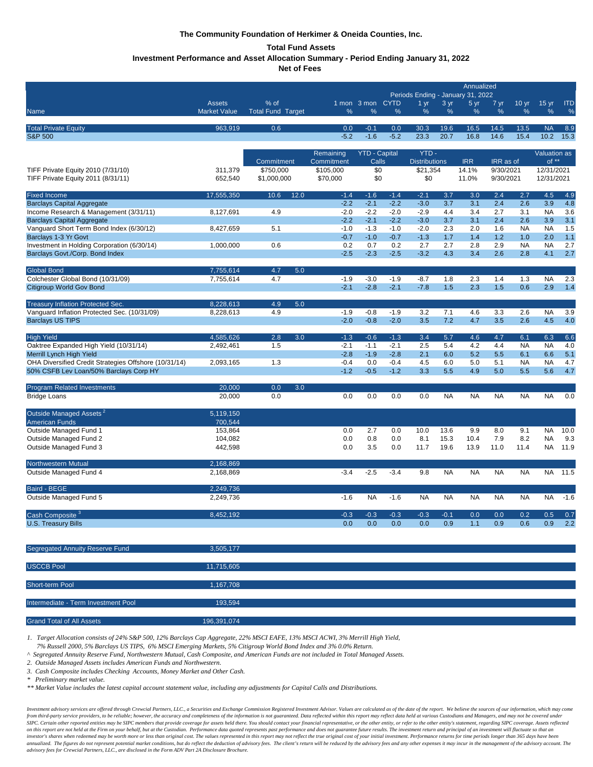**The Community Foundation of Herkimer & Oneida Counties, Inc.**

**Total Fund Assets**

**Investment Performance and Asset Allocation Summary - Period Ending January 31, 2022**

**Net of Fees**

| Name | Assets Market Value | % of Total Fund | Target | 1 mon % | 3 mon % | CYTD % | 1 yr % | 3 yr % | 5 yr % | 7 yr % | 10 yr % | 15 yr % | ITD % |
|---|---|---|---|---|---|---|---|---|---|---|---|---|---|
| | | | | | | | Annualized Periods Ending - January 31, 2022 | | | | | | |
| Total Private Equity | 963,919 | 0.6 | | 0.0 | -0.1 | 0.0 | 30.3 | 19.6 | 16.5 | 14.5 | 13.5 | NA | 8.9 |
| S&P 500 | | | | -5.2 | -1.6 | -5.2 | 23.3 | 20.7 | 16.8 | 14.6 | 15.4 | 10.2 | 15.3 |

| | | Commitment | Remaining Commitment | YTD - Capital Calls | YTD - Distributions | IRR | IRR as of | Valuation as of ** |
|---|---|---|---|---|---|---|---|---|
| TIFF Private Equity 2010 (7/31/10) | 311,379 | $750,000 | $105,000 | $0 | $21,354 | 14.1% | 9/30/2021 | 12/31/2021 |
| TIFF Private Equity 2011 (8/31/11) | 652,540 | $1,000,000 | $70,000 | $0 | $0 | 11.0% | 9/30/2021 | 12/31/2021 |

| Name | Assets Market Value | % of Total Fund | Target | 1 mon % | 3 mon % | CYTD % | 1 yr % | 3 yr % | 5 yr % | 7 yr % | 10 yr % | 15 yr % | ITD % |
|---|---|---|---|---|---|---|---|---|---|---|---|---|---|
| Fixed Income | 17,555,350 | 10.6 | 12.0 | -1.4 | -1.6 | -1.4 | -2.1 | 3.7 | 3.0 | 2.4 | 2.7 | 4.5 | 4.9 |
| Barclays Capital Aggregate | | | | -2.2 | -2.1 | -2.2 | -3.0 | 3.7 | 3.1 | 2.4 | 2.6 | 3.9 | 4.8 |
| Income Research & Management (3/31/11) | 8,127,691 | 4.9 | | -2.0 | -2.2 | -2.0 | -2.9 | 4.4 | 3.4 | 2.7 | 3.1 | NA | 3.6 |
| Barclays Capital Aggregate | | | | -2.2 | -2.1 | -2.2 | -3.0 | 3.7 | 3.1 | 2.4 | 2.6 | 3.9 | 3.1 |
| Vanguard Short Term Bond Index (6/30/12) | 8,427,659 | 5.1 | | -1.0 | -1.3 | -1.0 | -2.0 | 2.3 | 2.0 | 1.6 | NA | NA | 1.5 |
| Barclays 1-3 Yr Govt | | | | -0.7 | -1.0 | -0.7 | -1.3 | 1.7 | 1.4 | 1.2 | 1.0 | 2.0 | 1.1 |
| Investment in Holding Corporation (6/30/14) | 1,000,000 | 0.6 | | 0.2 | 0.7 | 0.2 | 2.7 | 2.7 | 2.8 | 2.9 | NA | NA | 2.7 |
| Barclays Govt./Corp. Bond Index | | | | -2.5 | -2.3 | -2.5 | -3.2 | 4.3 | 3.4 | 2.6 | 2.8 | 4.1 | 2.7 |
| Global Bond | 7,755,614 | 4.7 | 5.0 | | | | | | | | | | |
| Colchester Global Bond (10/31/09) | 7,755,614 | 4.7 | | -1.9 | -3.0 | -1.9 | -8.7 | 1.8 | 2.3 | 1.4 | 1.3 | NA | 2.3 |
| Citigroup World Gov Bond | | | | -2.1 | -2.8 | -2.1 | -7.8 | 1.5 | 2.3 | 1.5 | 0.6 | 2.9 | 1.4 |
| Treasury Inflation Protected Sec. | 8,228,613 | 4.9 | 5.0 | | | | | | | | | | |
| Vanguard Inflation Protected Sec. (10/31/09) | 8,228,613 | 4.9 | | -1.9 | -0.8 | -1.9 | 3.2 | 7.1 | 4.6 | 3.3 | 2.6 | NA | 3.9 |
| Barclays US TIPS | | | | -2.0 | -0.8 | -2.0 | 3.5 | 7.2 | 4.7 | 3.5 | 2.6 | 4.5 | 4.0 |
| High Yield | 4,585,626 | 2.8 | 3.0 | -1.3 | -0.6 | -1.3 | 3.4 | 5.7 | 4.6 | 4.7 | 6.1 | 6.3 | 6.6 |
| Oaktree Expanded High Yield (10/31/14) | 2,492,461 | 1.5 | | -2.1 | -1.1 | -2.1 | 2.5 | 5.4 | 4.2 | 4.4 | NA | NA | 4.0 |
| Merrill Lynch High Yield | | | | -2.8 | -1.9 | -2.8 | 2.1 | 6.0 | 5.2 | 5.5 | 6.1 | 6.6 | 5.1 |
| OHA Diversified Credit Strategies Offshore (10/31/14) | 2,093,165 | 1.3 | | -0.4 | 0.0 | -0.4 | 4.5 | 6.0 | 5.0 | 5.1 | NA | NA | 4.7 |
| 50% CSFB Lev Loan/50% Barclays Corp HY | | | | -1.2 | -0.5 | -1.2 | 3.3 | 5.5 | 4.9 | 5.0 | 5.5 | 5.6 | 4.7 |
| Program Related Investments | 20,000 | 0.0 | 3.0 | | | | | | | | | | |
| Bridge Loans | 20,000 | 0.0 | | 0.0 | 0.0 | 0.0 | 0.0 | NA | NA | NA | NA | NA | 0.0 |
| Outside Managed Assets [2] | 5,119,150 | | | | | | | | | | | | |
| American Funds | 700,544 | | | | | | | | | | | | |
| Outside Managed Fund 1 | 153,864 | | | 0.0 | 2.7 | 0.0 | 10.0 | 13.6 | 9.9 | 8.0 | 9.1 | NA | 10.0 |
| Outside Managed Fund 2 | 104,082 | | | 0.0 | 0.8 | 0.0 | 8.1 | 15.3 | 10.4 | 7.9 | 8.2 | NA | 9.3 |
| Outside Managed Fund 3 | 442,598 | | | 0.0 | 3.5 | 0.0 | 11.7 | 19.6 | 13.9 | 11.0 | 11.4 | NA | 11.9 |
| Northwestern Mutual | 2,168,869 | | | | | | | | | | | | |
| Outside Managed Fund 4 | 2,168,869 | | | -3.4 | -2.5 | -3.4 | 9.8 | NA | NA | NA | NA | NA | 11.5 |
| Baird - BEGE | 2,249,736 | | | | | | | | | | | | |
| Outside Managed Fund 5 | 2,249,736 | | | -1.6 | NA | -1.6 | NA | NA | NA | NA | NA | NA | -1.6 |
| Cash Composite [3] | 8,452,192 | | | -0.3 | -0.3 | -0.3 | -0.3 | -0.1 | 0.0 | 0.0 | 0.2 | 0.5 | 0.7 |
| U.S. Treasury Bills | | | | 0.0 | 0.0 | 0.0 | 0.0 | 0.9 | 1.1 | 0.9 | 0.6 | 0.9 | 2.2 |
| Segregated Annuity Reserve Fund | 3,505,177 | | | | | | | | | | | | |
| USCCB Pool | 11,715,605 | | | | | | | | | | | | |
| Short-term Pool | 1,167,708 | | | | | | | | | | | | |
| Intermediate - Term Investment Pool | 193,594 | | | | | | | | | | | | |
| Grand Total of All Assets | 196,391,074 | | | | | | | | | | | | |

*1. Target Allocation consists of 24% S&P 500, 12% Barclays Cap Aggregate, 22% MSCI EAFE, 13% MSCI ACWI, 3% Merrill High Yield, 7% Russell 2000, 5% Barclays US TIPS, 6% MSCI Emerging Markets, 5% Citigroup World Bond Index and 3% 0.0% Return.*

*^ Segregated Annuity Reserve Fund, Northwestern Mutual, Cash Composite, and American Funds are not included in Total Managed Assets.*

*2. Outside Managed Assets includes American Funds and Northwestern.*

*3. Cash Composite includes Checking Accounts, Money Market and Other Cash.*

*\* Preliminary market value.*

*\*\* Market Value includes the latest capital account statement value, including any adjustments for Capital Calls and Distributions.*

*Investment advisory services are offered through Crewcial Partners, LLC., a Securities and Exchange Commission Registered Investment Advisor. Values are calculated as of the date of the report. We believe the sources of our information, which may come from third-party service providers, to be reliable; however, the accuracy and completeness of the information is not guaranteed. Data reflected within this report may reflect data held at various Custodians and Managers, and may not be covered under SIPC. Certain other reported entities may be SIPC members that provide coverage for assets held there. You should contact your financial representative, or the other entity, or refer to the other entity's statement, regarding SIPC coverage. Assets reflected on this report are not held at the Firm on your behalf, but at the Custodian. Performance data quoted represents past performance and does not guarantee future results. The investment return and principal of an investment will fluctuate so that an investor's shares when redeemed may be worth more or less than original cost. The values represented in this report may not reflect the true original cost of your initial investment. Performance returns for time periods longer than 365 days have been annualized. The figures do not represent potential market conditions, but do reflect the deduction of advisory fees. The client's return will be reduced by the advisory fees and any other expenses it may incur in the management of the advisory account. The advisory fees for Crewcial Partners, LLC., are disclosed in the Form ADV Part 2A Disclosure Brochure.*